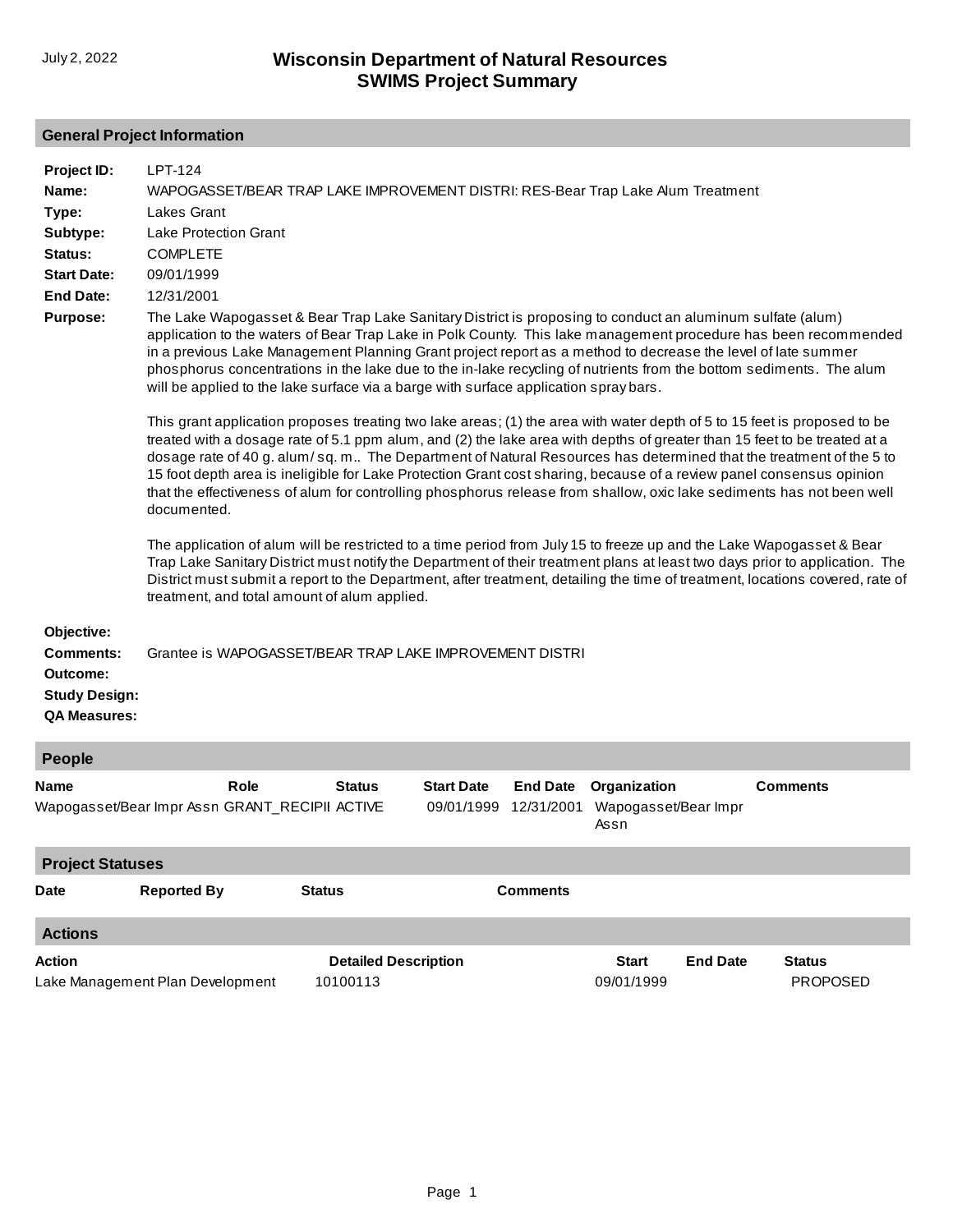July 2, 2022

# Wisconsin Department of Natural Resources
## SWIMS Project Summary

### General Project Information

**Project ID:** LPT-124

**Name:** WAPOGASSET/BEAR TRAP LAKE IMPROVEMENT DISTRI: RES-Bear Trap Lake Alum Treatment

**Type:** Lakes Grant

**Subtype:** Lake Protection Grant

**Status:** COMPLETE

**Start Date:** 09/01/1999

**End Date:** 12/31/2001

**Purpose:** The Lake Wapogasset & Bear Trap Lake Sanitary District is proposing to conduct an aluminum sulfate (alum) application to the waters of Bear Trap Lake in Polk County. This lake management procedure has been recommended in a previous Lake Management Planning Grant project report as a method to decrease the level of late summer phosphorus concentrations in the lake due to the in-lake recycling of nutrients from the bottom sediments. The alum will be applied to the lake surface via a barge with surface application spray bars.

This grant application proposes treating two lake areas; (1) the area with water depth of 5 to 15 feet is proposed to be treated with a dosage rate of 5.1 ppm alum, and (2) the lake area with depths of greater than 15 feet to be treated at a dosage rate of 40 g. alum/ sq. m.. The Department of Natural Resources has determined that the treatment of the 5 to 15 foot depth area is ineligible for Lake Protection Grant cost sharing, because of a review panel consensus opinion that the effectiveness of alum for controlling phosphorus release from shallow, oxic lake sediments has not been well documented.

The application of alum will be restricted to a time period from July 15 to freeze up and the Lake Wapogasset & Bear Trap Lake Sanitary District must notify the Department of their treatment plans at least two days prior to application. The District must submit a report to the Department, after treatment, detailing the time of treatment, locations covered, rate of treatment, and total amount of alum applied.

**Objective:**

**Comments:** Grantee is WAPOGASSET/BEAR TRAP LAKE IMPROVEMENT DISTRI

**Outcome:**

**Study Design:**

**QA Measures:**

### People

| Name | Role | Status | Start Date | End Date | Organization | Comments |
|---|---|---|---|---|---|---|
| Wapogasset/Bear Impr Assn | GRANT_RECIPII | ACTIVE | 09/01/1999 | 12/31/2001 | Wapogasset/Bear Impr Assn | |

### Project Statuses

| Date | Reported By | Status | Comments |
|---|---|---|---|

### Actions

| Action | Detailed Description | Start | End Date | Status |
|---|---|---|---|---|
| Lake Management Plan Development | 10100113 | 09/01/1999 | | PROPOSED |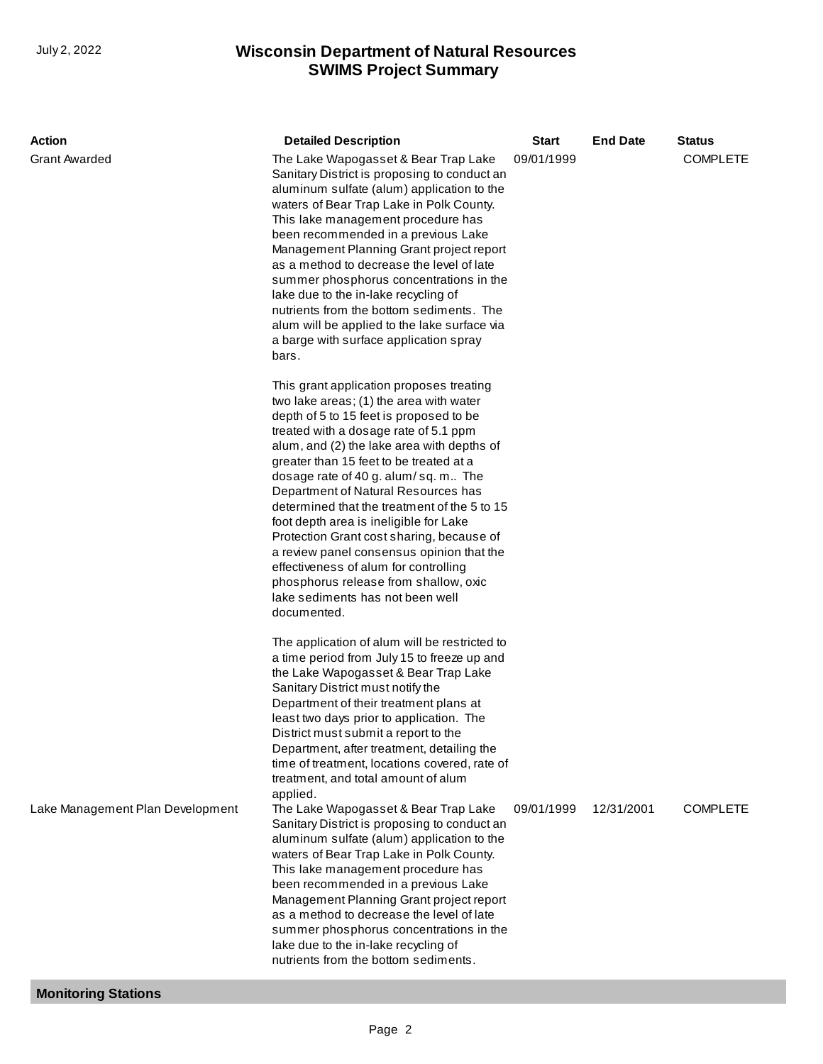| Action | Detailed Description | Start | End Date | Status |
| --- | --- | --- | --- | --- |
| Grant Awarded | The Lake Wapogasset & Bear Trap Lake Sanitary District is proposing to conduct an aluminum sulfate (alum) application to the waters of Bear Trap Lake in Polk County. This lake management procedure has been recommended in a previous Lake Management Planning Grant project report as a method to decrease the level of late summer phosphorus concentrations in the lake due to the in-lake recycling of nutrients from the bottom sediments. The alum will be applied to the lake surface via a barge with surface application spray bars.<br><br>This grant application proposes treating two lake areas; (1) the area with water depth of 5 to 15 feet is proposed to be treated with a dosage rate of 5.1 ppm alum, and (2) the lake area with depths of greater than 15 feet to be treated at a dosage rate of 40 g. alum/ sq. m.. The Department of Natural Resources has determined that the treatment of the 5 to 15 foot depth area is ineligible for Lake Protection Grant cost sharing, because of a review panel consensus opinion that the effectiveness of alum for controlling phosphorus release from shallow, oxic lake sediments has not been well documented.<br><br>The application of alum will be restricted to a time period from July 15 to freeze up and the Lake Wapogasset & Bear Trap Lake Sanitary District must notify the Department of their treatment plans at least two days prior to application. The District must submit a report to the Department, after treatment, detailing the time of treatment, locations covered, rate of treatment, and total amount of alum applied. | 09/01/1999 | | COMPLETE |
| Lake Management Plan Development | The Lake Wapogasset & Bear Trap Lake Sanitary District is proposing to conduct an aluminum sulfate (alum) application to the waters of Bear Trap Lake in Polk County. This lake management procedure has been recommended in a previous Lake Management Planning Grant project report as a method to decrease the level of late summer phosphorus concentrations in the lake due to the in-lake recycling of nutrients from the bottom sediments. | 09/01/1999 | 12/31/2001 | COMPLETE |

## Monitoring Stations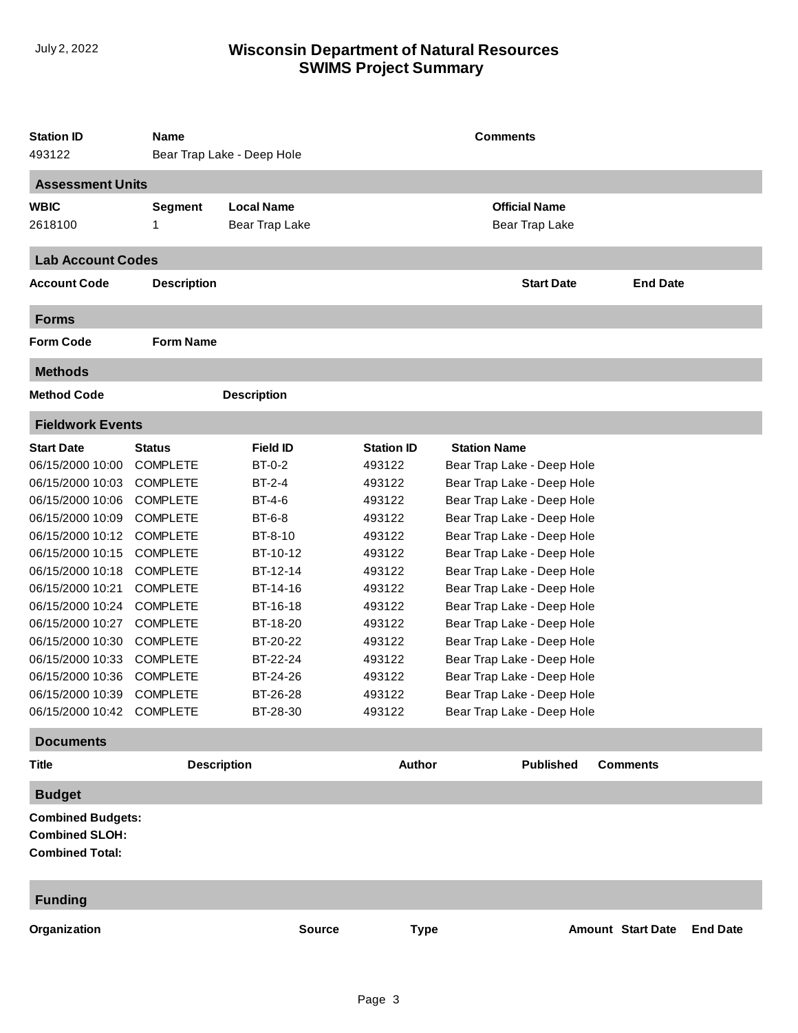# Wisconsin Department of Natural Resources
## SWIMS Project Summary

| Station ID | Name | Comments |
|---|---|---|
| 493122 | Bear Trap Lake - Deep Hole | |

### Assessment Units

| WBIC | Segment | Local Name | Official Name |
|---|---|---|---|
| 2618100 | 1 | Bear Trap Lake | Bear Trap Lake |

### Lab Account Codes

| Account Code | Description | Start Date | End Date |
|---|---|---|---|

### Forms

| Form Code | Form Name |
|---|---|

### Methods

| Method Code | Description |
|---|---|

### Fieldwork Events

| Start Date | Status | Field ID | Station ID | Station Name |
|---|---|---|---|---|
| 06/15/2000 10:00 | COMPLETE | BT-0-2 | 493122 | Bear Trap Lake - Deep Hole |
| 06/15/2000 10:03 | COMPLETE | BT-2-4 | 493122 | Bear Trap Lake - Deep Hole |
| 06/15/2000 10:06 | COMPLETE | BT-4-6 | 493122 | Bear Trap Lake - Deep Hole |
| 06/15/2000 10:09 | COMPLETE | BT-6-8 | 493122 | Bear Trap Lake - Deep Hole |
| 06/15/2000 10:12 | COMPLETE | BT-8-10 | 493122 | Bear Trap Lake - Deep Hole |
| 06/15/2000 10:15 | COMPLETE | BT-10-12 | 493122 | Bear Trap Lake - Deep Hole |
| 06/15/2000 10:18 | COMPLETE | BT-12-14 | 493122 | Bear Trap Lake - Deep Hole |
| 06/15/2000 10:21 | COMPLETE | BT-14-16 | 493122 | Bear Trap Lake - Deep Hole |
| 06/15/2000 10:24 | COMPLETE | BT-16-18 | 493122 | Bear Trap Lake - Deep Hole |
| 06/15/2000 10:27 | COMPLETE | BT-18-20 | 493122 | Bear Trap Lake - Deep Hole |
| 06/15/2000 10:30 | COMPLETE | BT-20-22 | 493122 | Bear Trap Lake - Deep Hole |
| 06/15/2000 10:33 | COMPLETE | BT-22-24 | 493122 | Bear Trap Lake - Deep Hole |
| 06/15/2000 10:36 | COMPLETE | BT-24-26 | 493122 | Bear Trap Lake - Deep Hole |
| 06/15/2000 10:39 | COMPLETE | BT-26-28 | 493122 | Bear Trap Lake - Deep Hole |
| 06/15/2000 10:42 | COMPLETE | BT-28-30 | 493122 | Bear Trap Lake - Deep Hole |

### Documents

| Title | Description | Author | Published | Comments |
|---|---|---|---|---|

### Budget

**Combined Budgets:**
**Combined SLOH:**
**Combined Total:**

### Funding

| Organization | Source | Type | Amount | Start Date | End Date |
|---|---|---|---|---|---|